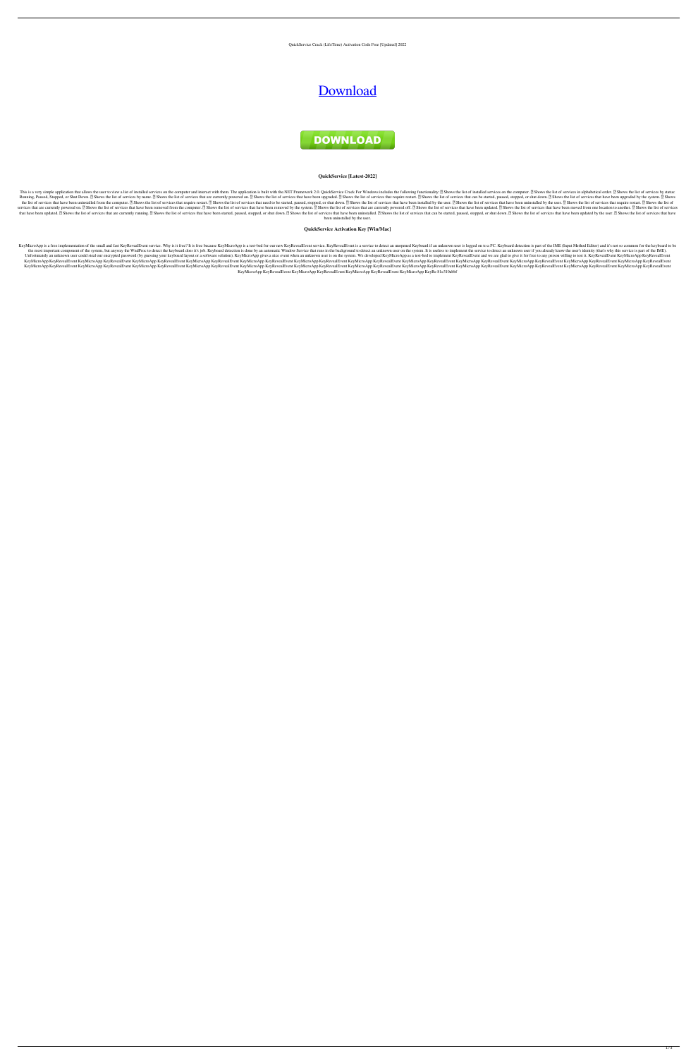QuickService Crack (LifeTime) Activation Code Free [Updated] 2022

# Download

DOWNLOAD

### QuickService [Latest-2022]

This is a very simple application that allows the user to view a list of installed services on the computer and interact with them. The application is built with the.NET Framework 2.0. QuickService Crack For Windows includes the following functionality: ▯ Shows the list of installed services on the computer. ▯ Shows the list of services in alphabetical order. ▯ Shows the list of services by status: Running, Paused, Stopped, or Shut Down. ▯ Shows the list of services by name. ▯ Shows the list of services that are currently powered on. ▯ Shows the list of services that have been upgraded. ▯ Shows the list of services that require restart. ▯ Shows the list of services that can be started, paused, stopped, or shut down. ▯ Shows the list of services that have been upgraded by the system. ▯ Shows the list of services that have been uninstalled from the computer. ▯ Shows the list of services that require restart. ▯ Shows the list of services that need to be started, paused, stopped, or shut down. ▯ Shows the list of services that have been installed by the user. ▯ Shows the list of services that have been uninstalled by the user. ▯ Shows the list of services that require restart. ▯ Shows the list of services that are currently powered on. ▯ Shows the list of services that have been removed from the computer. ▯ Shows the list of services that have been removed by the system. ▯ Shows the list of services that are currently powered off. ▯ Shows the list of services that have been updated. ▯ Shows the list of services that have been moved from one location to another. ▯ Shows the list of services that have been updated. ▯ Shows the list of services that are currently running. ▯ Shows the list of services that have been started, paused, stopped, or shut down. ▯ Shows the list of services that have been uninstalled. ▯ Shows the list of services that can be started, paused, stopped, or shut down. ▯ Shows the list of services that have been updated by the user. ▯ Shows the list of services that have been uninstalled by the user.

### QuickService Activation Key [Win/Mac]

KeyMicroApp is a free implementation of the small and fast KeyRevealEvent service. Why is it free? It is free because KeyMicroApp is a test-bed for our new KeyRevealEvent service. KeyRevealEvent is a service to detect an unopened Keyboard if an unknown user is logged on to a PC. Keyboard detection is part of the IME (Input Method Editor) and it's not so common for the keyboard to be the most important component of the system, but anyway the WndProc to detect the keyboard does it's job. Keyboard detection is done by an automatic Window Service that runs in the background to detect an unknown user on the system. It is useless to implement the service to detect an unknown user if you already know the user's identity (that's why this service is part of the IME). Unfortunately an unknown user could steal our encrypted password (by guessing your keyboard layout or a software solution). KeyMicroApp gives a nice event when an unknown user is on the system. We developed KeyMicroApp as a test-bed to implement KeyRevealEvent and we are glad to give it for free to any person willing to test it. KeyRevealEvent KeyMicroApp KeyRevealEvent KeyMicroApp KeyRevealEvent KeyMicroApp KeyRevealEvent KeyMicroApp KeyRevealEvent KeyMicroApp KeyRevealEvent KeyMicroApp KeyRevealEvent KeyMicroApp KeyRevealEvent KeyMicroApp KeyRevealEvent KeyMicroApp KeyRevealEvent KeyMicroApp KeyRevealEvent KeyMicroApp KeyRevealEvent KeyMicroApp KeyRevealEvent KeyMicroApp KeyRevealEvent KeyMicroApp KeyRevealEvent KeyMicroApp KeyRevealEvent KeyMicroApp KeyRevealEvent KeyMicroApp KeyRevealEvent KeyMicroApp KeyRevealEvent KeyMicroApp KeyRevealEvent KeyMicroApp KeyRevealEvent KeyMicroApp KeyRevealEvent KeyMicroApp KeyRevealEvent KeyMicroApp KeyRevealEvent KeyMicroApp KeyRevealEvent KeyMicroApp KeyRevealEvent KeyMicroApp KeyRevealEvent KeyMicroApp KeyRevealEvent KeyMicroApp KeyRevealEvent KeyMicroApp KeyRevealEvent KeyMicroApp KeyRevealEvent KeyMicroApp KeyRe 81e310abbf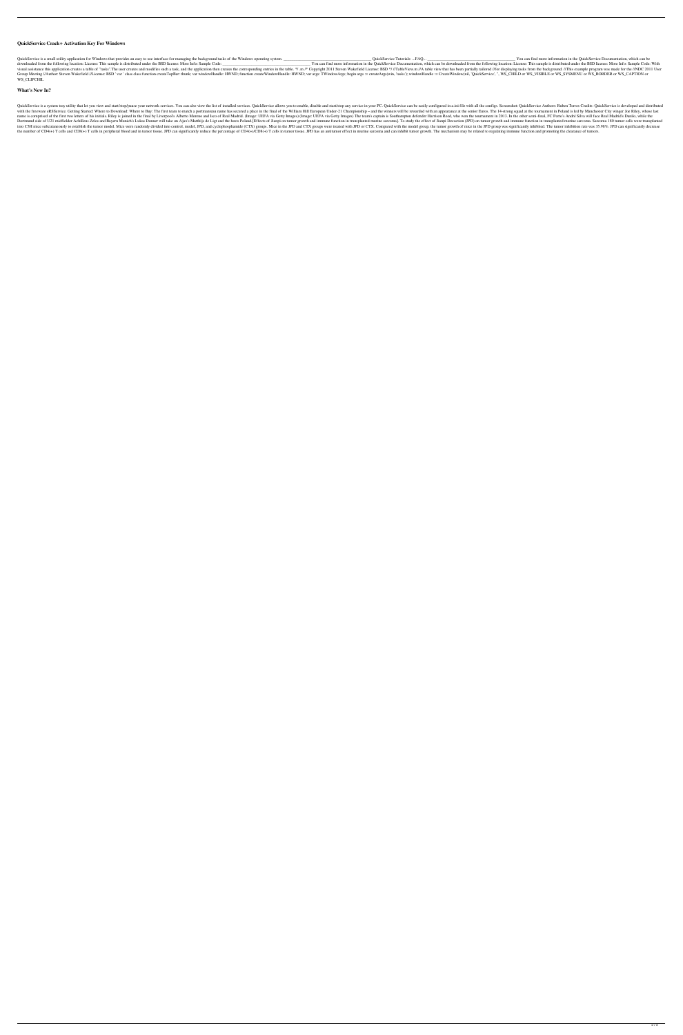## QuickService Crack+ Activation Key For Windows

QuickService is a small utility application for Windows that provides an easy to use interface for managing the background tasks of the Windows operating system. ______________________________________________ QuickService Tutorials: ...FAQ... ______________________________________________ You can find more information in the QuickService Documentation, which can be downloaded from the following location: License: This sample is distributed under the BSD license: More Info: Sample Code: ______________________________________________ You can find more information in the QuickService Documentation, which can be downloaded from the following location: License: This sample is distributed under the BSD license: More Info: Sample Code: With visual assistance this application creates a table of "tasks".The user creates and modifies such a task, and the application then creates the corresponding entries in the table. */ ,m /* Copyright 2011 Steven Wakefield License: BSD */ //TableView.m //A table view that has been partially tailored //for displaying tasks from the background. //This example program was made for the //NDC 2011 User Group Meeting //Author: Steven Wakefield //License: BSD `var` class class function createTopBar: thunk; var windowHandle: HWND; function createWindowHandle: HWND; var args: TWindowArgs; begin args := createArgs(win, 'tasks'); windowHandle := CreateWindow(nil, 'QuickService', '', WS_CHILD or WS_VISIBLE or WS_SYSMENU or WS_BORDER or WS_CAPTION or WS_CLIPCHIL

## What's New In?

QuickService is a system tray utility that let you view and start/stop/pause your network services. You can also view the list of installed services. QuickService allows you to enable, disable and start/stop any service in your PC. QuickService can be easily configured in a ini file with all the configs. Screenshot: QuickService Authors: Ruben Torres Credits: QuickService is developed and distributed with the freeware eRSService. Getting Started: Where to Download: Where to Buy: The first team to match a portmanteau name has secured a place in the final of the William Hill European Under-21 Championship – and the winners will be rewarded with an appearance at the senior Euros. The 14-strong squad at the tournament in Poland is led by Manchester City winger Joe Riley, whose last name is comprised of the first two letters of his initials. Riley is joined in the final by Liverpool's Alberto Moreno and Isco of Real Madrid. (Image: UEFA via Getty Images) (Image: UEFA via Getty Images) The team's captain is Southampton defender Harrison Reed, who won the tournament in 2013. In the other semi-final, FC Porto's André Silva will face Real Madrid's Danilo, while the Dortmund side of U21 midfielder Achilleas Zelos and Bayern Munich's Lukas Donner will take on Ajax's Matthijs de Ligt and the hosts Poland.[Effects of Jianpi on tumor growth and immune function in transplanted murine sarcoma]. To study the effect of Jianpi Decoction (JPD) on tumor growth and immune function in transplanted murine sarcoma. Sarcoma 180 tumor cells were transplanted into C3H mice subcutaneously to establish the tumor model. Mice were randomly divided into control, model, JPD, and cyclophosphamide (CTX) groups. Mice in the JPD and CTX groups were treated with JPD or CTX. Compared with the model group, the tumor growth of mice in the JPD group was significantly inhibited. The tumor inhibition rate was 35.98%. JPD can significantly decrease the number of CD4(+) T cells and CD8(+) T cells in peripheral blood and in tumor tissue. JPD can significantly reduce the percentage of CD4(+)/CD8(+) T cells in tumor tissue. JPD has an antitumor effect in murine sarcoma and can inhibit tumor growth. The mechanism may be related to regulating immune function and promoting the clearance of tumors.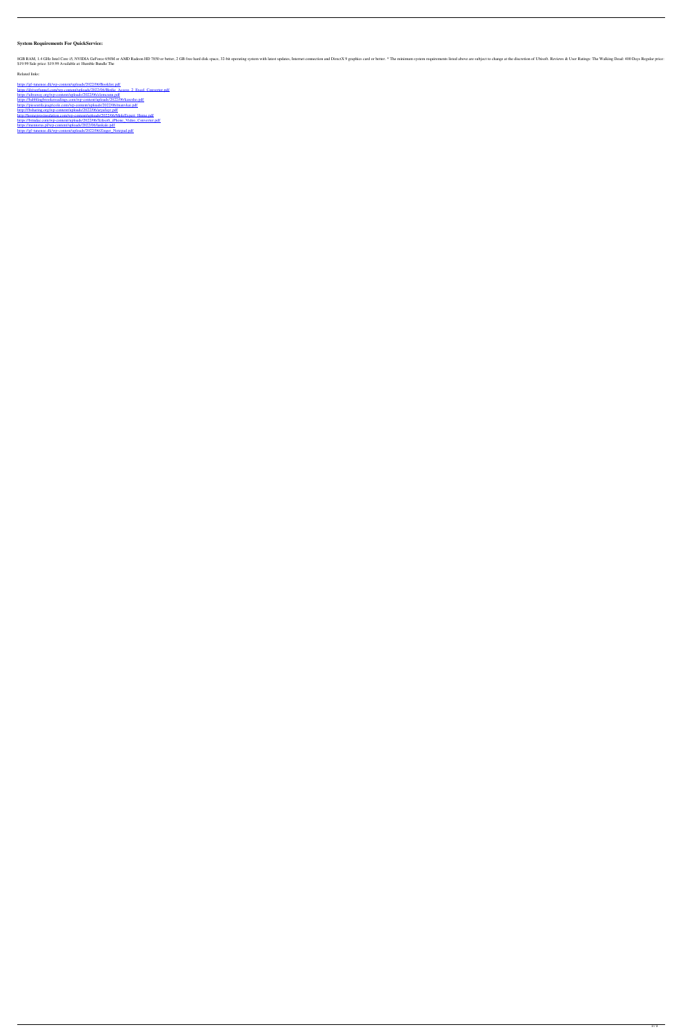### System Requirements For QuickService:

8GB RAM, 1.4 GHz Intel Core i5, NVIDIA GeForce 650M or AMD Radeon HD 7850 or better, 2 GB free hard disk space, 32-bit operating system with latest updates, Internet connection and DirectX 9 graphics card or better. * The minimum system requirements listed above are subject to change at the discretion of Ubisoft. Reviews & User Ratings: The Walking Dead: 400 Days Regular price: $19.99 Sale price: $19.99 Available at: Humble Bundle The

Related links:

https://gf-tunenoe.dk/wp-content/uploads/2022/06/Booklist.pdf
https://driverfunnel.com/wp-content/uploads/2022/06/Birdie_Access_2_Excel_Converter.pdf
https://ultraway.org/wp-content/uploads/2022/06/elomcnnu.pdf
https://babblingbrookereadings.com/wp-content/uploads/2022/06/kaeesho.pdf
https://pieseutilajeagricole.com/wp-content/uploads/2022/06/marvkai.pdf
http://fixboard.org/wp-content/uploads/2022/06/aryafore.pdf
http://homeprosinsulation.com/wp-content/uploads/2022/06/MoleExpert_Home.pdf
https://brinke.com/wp-content/uploads/2022/06/Xilisoft_iPhone_Video_Converter.pdf
https://mentorus.pl/wp-content/uploads/2022/06/tankale.pdf
https://gf-tunenoe.dk/wp-content/uploads/2022/06/Zinger_Notepad.pdf